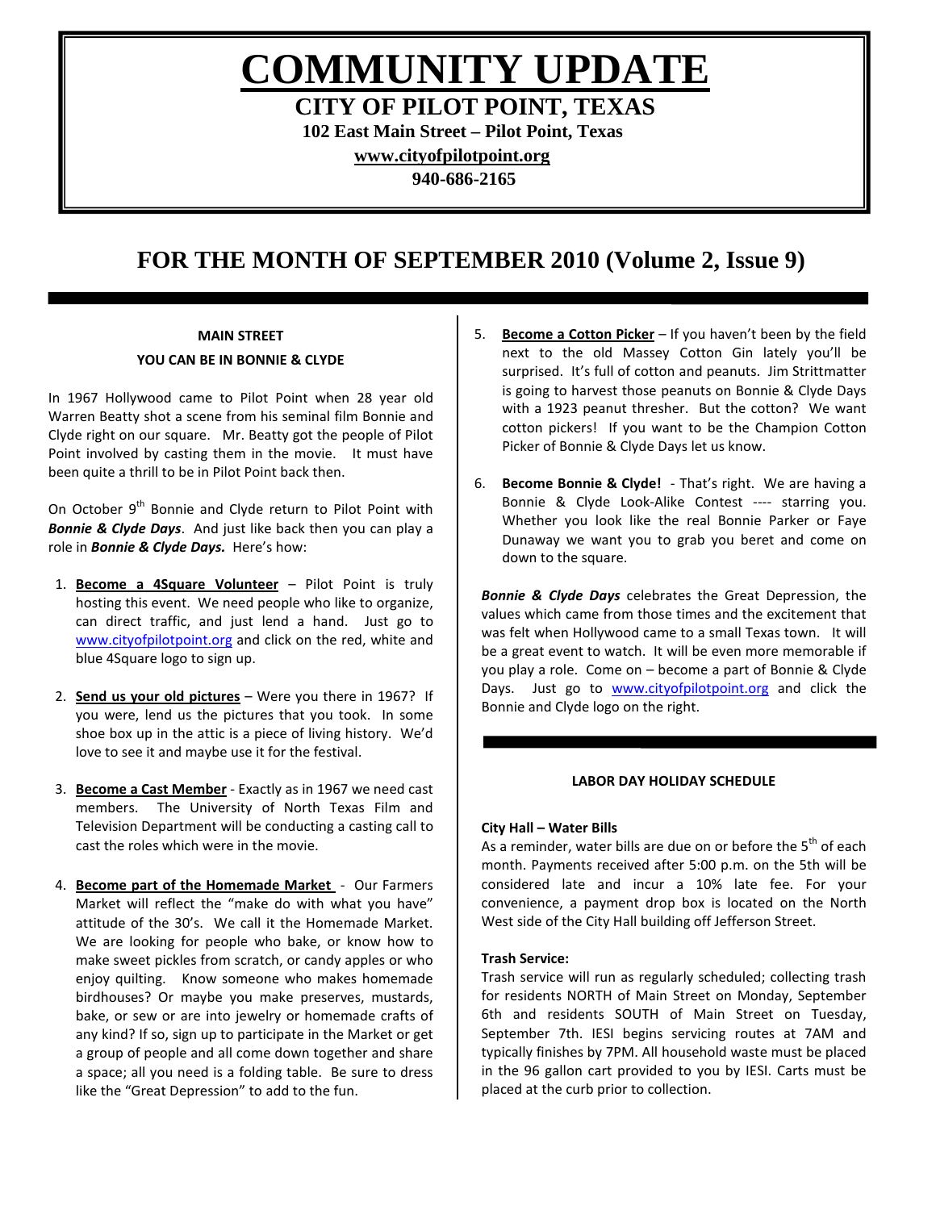# COMMUNITY UPDATE

## CITY OF PILOT POINT, TEXAS

**102 East Main Street – Pilot Point, Texas**

**www.cityofpilotpoint.org**

**940-686-2165**

## FOR THE MONTH OF SEPTEMBER 2010 (Volume 2, Issue 9)

### MAIN STREET

### YOU CAN BE IN BONNIE & CLYDE

In 1967 Hollywood came to Pilot Point when 28 year old Warren Beatty shot a scene from his seminal film Bonnie and Clyde right on our square. Mr. Beatty got the people of Pilot Point involved by casting them in the movie. It must have been quite a thrill to be in Pilot Point back then.

On October 9th Bonnie and Clyde return to Pilot Point with ***Bonnie & Clyde Days***. And just like back then you can play a role in ***Bonnie & Clyde Days.*** Here's how:

1. **Become a 4Square Volunteer** – Pilot Point is truly hosting this event. We need people who like to organize, can direct traffic, and just lend a hand. Just go to www.cityofpilotpoint.org and click on the red, white and blue 4Square logo to sign up.

2. **Send us your old pictures** – Were you there in 1967? If you were, lend us the pictures that you took. In some shoe box up in the attic is a piece of living history. We'd love to see it and maybe use it for the festival.

3. **Become a Cast Member** - Exactly as in 1967 we need cast members. The University of North Texas Film and Television Department will be conducting a casting call to cast the roles which were in the movie.

4. **Become part of the Homemade Market** - Our Farmers Market will reflect the "make do with what you have" attitude of the 30's. We call it the Homemade Market. We are looking for people who bake, or know how to make sweet pickles from scratch, or candy apples or who enjoy quilting. Know someone who makes homemade birdhouses? Or maybe you make preserves, mustards, bake, or sew or are into jewelry or homemade crafts of any kind? If so, sign up to participate in the Market or get a group of people and all come down together and share a space; all you need is a folding table. Be sure to dress like the "Great Depression" to add to the fun.

5. **Become a Cotton Picker** – If you haven't been by the field next to the old Massey Cotton Gin lately you'll be surprised. It's full of cotton and peanuts. Jim Strittmatter is going to harvest those peanuts on Bonnie & Clyde Days with a 1923 peanut thresher. But the cotton? We want cotton pickers! If you want to be the Champion Cotton Picker of Bonnie & Clyde Days let us know.

6. **Become Bonnie & Clyde!** - That's right. We are having a Bonnie & Clyde Look-Alike Contest ---- starring you. Whether you look like the real Bonnie Parker or Faye Dunaway we want you to grab you beret and come on down to the square.

***Bonnie & Clyde Days*** celebrates the Great Depression, the values which came from those times and the excitement that was felt when Hollywood came to a small Texas town. It will be a great event to watch. It will be even more memorable if you play a role. Come on – become a part of Bonnie & Clyde Days. Just go to www.cityofpilotpoint.org and click the Bonnie and Clyde logo on the right.

### LABOR DAY HOLIDAY SCHEDULE

**City Hall – Water Bills**

As a reminder, water bills are due on or before the 5th of each month. Payments received after 5:00 p.m. on the 5th will be considered late and incur a 10% late fee. For your convenience, a payment drop box is located on the North West side of the City Hall building off Jefferson Street.

**Trash Service:**

Trash service will run as regularly scheduled; collecting trash for residents NORTH of Main Street on Monday, September 6th and residents SOUTH of Main Street on Tuesday, September 7th. IESI begins servicing routes at 7AM and typically finishes by 7PM. All household waste must be placed in the 96 gallon cart provided to you by IESI. Carts must be placed at the curb prior to collection.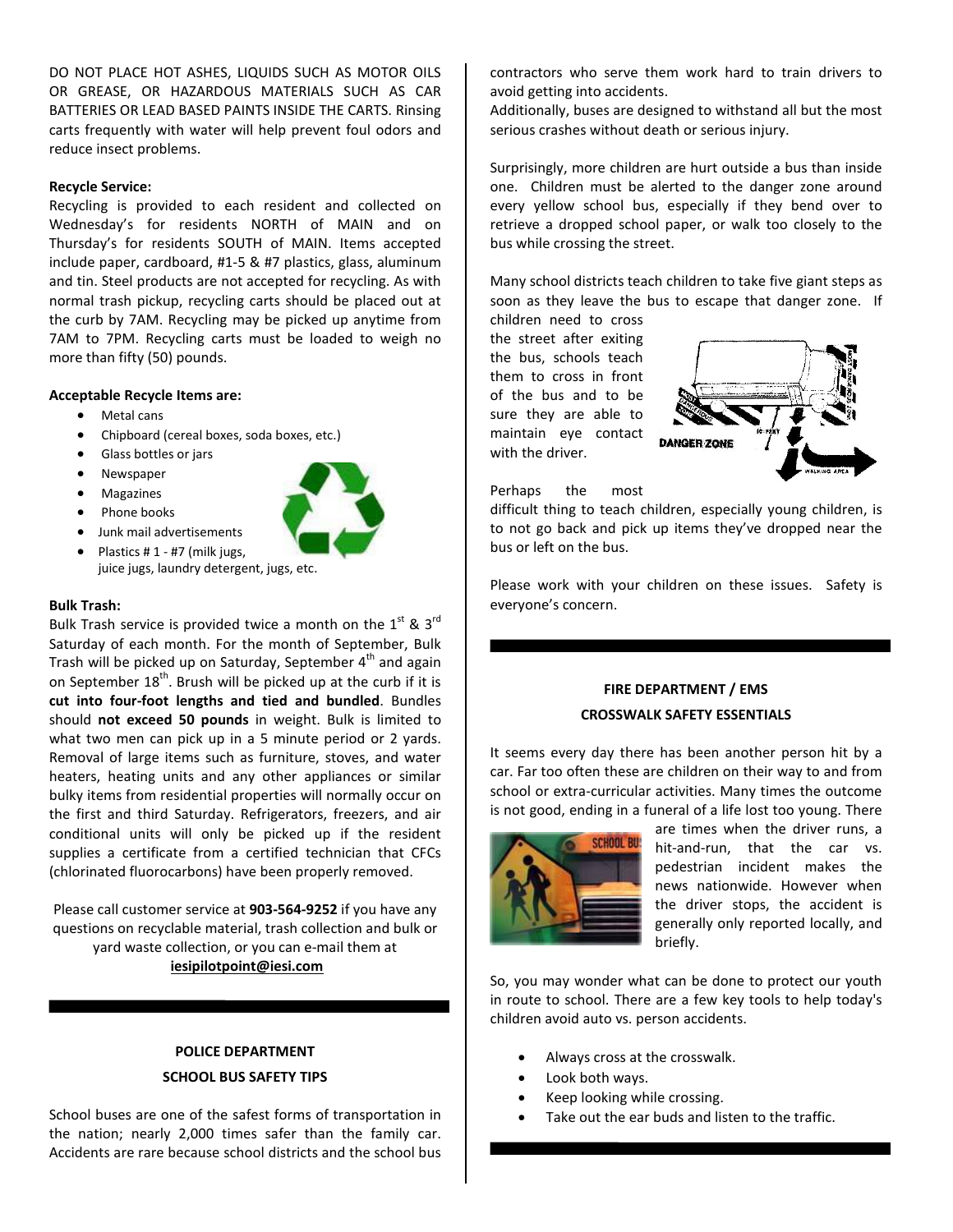DO NOT PLACE HOT ASHES, LIQUIDS SUCH AS MOTOR OILS OR GREASE, OR HAZARDOUS MATERIALS SUCH AS CAR BATTERIES OR LEAD BASED PAINTS INSIDE THE CARTS. Rinsing carts frequently with water will help prevent foul odors and reduce insect problems.

**Recycle Service:**
Recycling is provided to each resident and collected on Wednesday's for residents NORTH of MAIN and on Thursday's for residents SOUTH of MAIN. Items accepted include paper, cardboard, #1-5 & #7 plastics, glass, aluminum and tin. Steel products are not accepted for recycling. As with normal trash pickup, recycling carts should be placed out at the curb by 7AM. Recycling may be picked up anytime from 7AM to 7PM. Recycling carts must be loaded to weigh no more than fifty (50) pounds.

**Acceptable Recycle Items are:**

- Metal cans
- Chipboard (cereal boxes, soda boxes, etc.)
- Glass bottles or jars
- Newspaper
- Magazines
- Phone books
- Junk mail advertisements
- Plastics # 1 - #7 (milk jugs, juice jugs, laundry detergent, jugs, etc.

**Bulk Trash:**
Bulk Trash service is provided twice a month on the 1st & 3rd Saturday of each month. For the month of September, Bulk Trash will be picked up on Saturday, September 4th and again on September 18th. Brush will be picked up at the curb if it is **cut into four-foot lengths and tied and bundled**. Bundles should **not exceed 50 pounds** in weight. Bulk is limited to what two men can pick up in a 5 minute period or 2 yards. Removal of large items such as furniture, stoves, and water heaters, heating units and any other appliances or similar bulky items from residential properties will normally occur on the first and third Saturday. Refrigerators, freezers, and air conditional units will only be picked up if the resident supplies a certificate from a certified technician that CFCs (chlorinated fluorocarbons) have been properly removed.

Please call customer service at **903-564-9252** if you have any questions on recyclable material, trash collection and bulk or yard waste collection, or you can e-mail them at **iesipilotpoint@iesi.com**

## POLICE DEPARTMENT
## SCHOOL BUS SAFETY TIPS

School buses are one of the safest forms of transportation in the nation; nearly 2,000 times safer than the family car. Accidents are rare because school districts and the school bus contractors who serve them work hard to train drivers to avoid getting into accidents.
Additionally, buses are designed to withstand all but the most serious crashes without death or serious injury.

Surprisingly, more children are hurt outside a bus than inside one. Children must be alerted to the danger zone around every yellow school bus, especially if they bend over to retrieve a dropped school paper, or walk too closely to the bus while crossing the street.

Many school districts teach children to take five giant steps as soon as they leave the bus to escape that danger zone. If children need to cross the street after exiting the bus, schools teach them to cross in front of the bus and to be sure they are able to maintain eye contact with the driver.

Perhaps the most difficult thing to teach children, especially young children, is to not go back and pick up items they've dropped near the bus or left on the bus.

Please work with your children on these issues. Safety is everyone's concern.

## FIRE DEPARTMENT / EMS
## CROSSWALK SAFETY ESSENTIALS

It seems every day there has been another person hit by a car. Far too often these are children on their way to and from school or extra-curricular activities. Many times the outcome is not good, ending in a funeral of a life lost too young. There are times when the driver runs, a hit-and-run, that the car vs. pedestrian incident makes the news nationwide. However when the driver stops, the accident is generally only reported locally, and briefly.

So, you may wonder what can be done to protect our youth in route to school. There are a few key tools to help today's children avoid auto vs. person accidents.

- Always cross at the crosswalk.
- Look both ways.
- Keep looking while crossing.
- Take out the ear buds and listen to the traffic.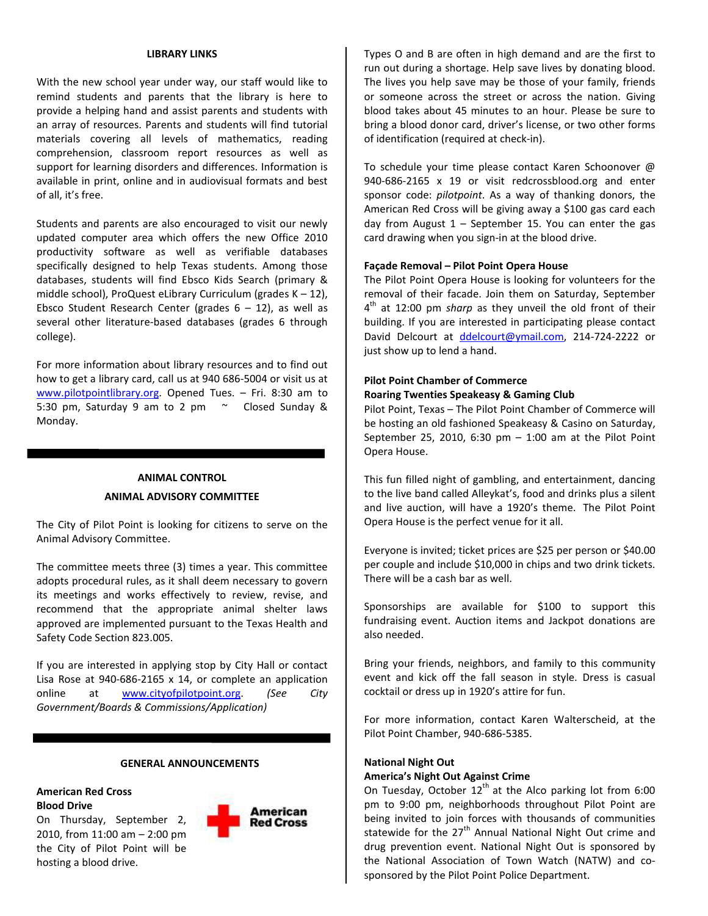## LIBRARY LINKS

With the new school year under way, our staff would like to remind students and parents that the library is here to provide a helping hand and assist parents and students with an array of resources. Parents and students will find tutorial materials covering all levels of mathematics, reading comprehension, classroom report resources as well as support for learning disorders and differences. Information is available in print, online and in audiovisual formats and best of all, it's free.

Students and parents are also encouraged to visit our newly updated computer area which offers the new Office 2010 productivity software as well as verifiable databases specifically designed to help Texas students. Among those databases, students will find Ebsco Kids Search (primary & middle school), ProQuest eLibrary Curriculum (grades K – 12), Ebsco Student Research Center (grades 6 – 12), as well as several other literature-based databases (grades 6 through college).

For more information about library resources and to find out how to get a library card, call us at 940 686-5004 or visit us at www.pilotpointlibrary.org. Opened Tues. – Fri. 8:30 am to 5:30 pm, Saturday 9 am to 2 pm ~ Closed Sunday & Monday.

---

## ANIMAL CONTROL

## ANIMAL ADVISORY COMMITTEE

The City of Pilot Point is looking for citizens to serve on the Animal Advisory Committee.

The committee meets three (3) times a year. This committee adopts procedural rules, as it shall deem necessary to govern its meetings and works effectively to review, revise, and recommend that the appropriate animal shelter laws approved are implemented pursuant to the Texas Health and Safety Code Section 823.005.

If you are interested in applying stop by City Hall or contact Lisa Rose at 940-686-2165 x 14, or complete an application online at www.cityofpilotpoint.org. *(See City Government/Boards & Commissions/Application)*

---

## GENERAL ANNOUNCEMENTS

**American Red Cross**
**Blood Drive**

On Thursday, September 2, 2010, from 11:00 am – 2:00 pm the City of Pilot Point will be hosting a blood drive.

American Red Cross

Types O and B are often in high demand and are the first to run out during a shortage. Help save lives by donating blood. The lives you help save may be those of your family, friends or someone across the street or across the nation. Giving blood takes about 45 minutes to an hour. Please be sure to bring a blood donor card, driver's license, or two other forms of identification (required at check-in).

To schedule your time please contact Karen Schoonover @ 940-686-2165 x 19 or visit redcrossblood.org and enter sponsor code: *pilotpoint*. As a way of thanking donors, the American Red Cross will be giving away a $100 gas card each day from August 1 – September 15. You can enter the gas card drawing when you sign-in at the blood drive.

**Façade Removal – Pilot Point Opera House**

The Pilot Point Opera House is looking for volunteers for the removal of their facade. Join them on Saturday, September 4th at 12:00 pm *sharp* as they unveil the old front of their building. If you are interested in participating please contact David Delcourt at ddelcourt@ymail.com, 214-724-2222 or just show up to lend a hand.

**Pilot Point Chamber of Commerce**
**Roaring Twenties Speakeasy & Gaming Club**

Pilot Point, Texas – The Pilot Point Chamber of Commerce will be hosting an old fashioned Speakeasy & Casino on Saturday, September 25, 2010, 6:30 pm – 1:00 am at the Pilot Point Opera House.

This fun filled night of gambling, and entertainment, dancing to the live band called Alleykat's, food and drinks plus a silent and live auction, will have a 1920's theme. The Pilot Point Opera House is the perfect venue for it all.

Everyone is invited; ticket prices are $25 per person or $40.00 per couple and include $10,000 in chips and two drink tickets. There will be a cash bar as well.

Sponsorships are available for $100 to support this fundraising event. Auction items and Jackpot donations are also needed.

Bring your friends, neighbors, and family to this community event and kick off the fall season in style. Dress is casual cocktail or dress up in 1920's attire for fun.

For more information, contact Karen Walterscheid, at the Pilot Point Chamber, 940-686-5385.

**National Night Out**
**America's Night Out Against Crime**

On Tuesday, October 12th at the Alco parking lot from 6:00 pm to 9:00 pm, neighborhoods throughout Pilot Point are being invited to join forces with thousands of communities statewide for the 27th Annual National Night Out crime and drug prevention event. National Night Out is sponsored by the National Association of Town Watch (NATW) and co-sponsored by the Pilot Point Police Department.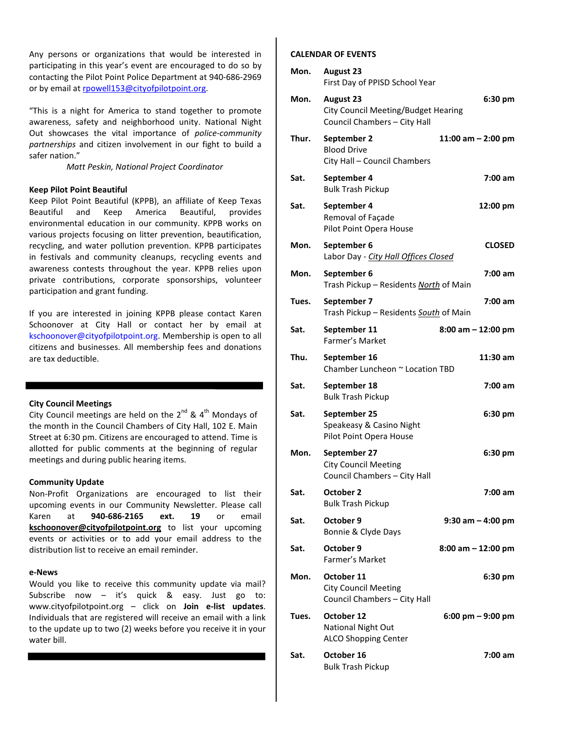Any persons or organizations that would be interested in participating in this year's event are encouraged to do so by contacting the Pilot Point Police Department at 940-686-2969 or by email at rpowell153@cityofpilotpoint.org.

"This is a night for America to stand together to promote awareness, safety and neighborhood unity. National Night Out showcases the vital importance of *police-community partnerships* and citizen involvement in our fight to build a safer nation."

*Matt Peskin, National Project Coordinator*

**Keep Pilot Point Beautiful**

Keep Pilot Point Beautiful (KPPB), an affiliate of Keep Texas Beautiful and Keep America Beautiful, provides environmental education in our community. KPPB works on various projects focusing on litter prevention, beautification, recycling, and water pollution prevention. KPPB participates in festivals and community cleanups, recycling events and awareness contests throughout the year. KPPB relies upon private contributions, corporate sponsorships, volunteer participation and grant funding.

If you are interested in joining KPPB please contact Karen Schoonover at City Hall or contact her by email at kschoonover@cityofpilotpoint.org. Membership is open to all citizens and businesses. All membership fees and donations are tax deductible.

**City Council Meetings**

City Council meetings are held on the 2nd & 4th Mondays of the month in the Council Chambers of City Hall, 102 E. Main Street at 6:30 pm. Citizens are encouraged to attend. Time is allotted for public comments at the beginning of regular meetings and during public hearing items.

**Community Update**

Non-Profit Organizations are encouraged to list their upcoming events in our Community Newsletter. Please call Karen at **940-686-2165 ext. 19** or email **kschoonover@cityofpilotpoint.org** to list your upcoming events or activities or to add your email address to the distribution list to receive an email reminder.

**e-News**

Would you like to receive this community update via mail? Subscribe now – it's quick & easy. Just go to: www.cityofpilotpoint.org – click on **Join e-list updates**. Individuals that are registered will receive an email with a link to the update up to two (2) weeks before you receive it in your water bill.

**CALENDAR OF EVENTS**

| | | |
|---|---|---|
| **Mon.** | **August 23**<br>First Day of PPISD School Year | |
| **Mon.** | **August 23**<br>City Council Meeting/Budget Hearing<br>Council Chambers – City Hall | **6:30 pm** |
| **Thur.** | **September 2**<br>Blood Drive<br>City Hall – Council Chambers | **11:00 am – 2:00 pm** |
| **Sat.** | **September 4**<br>Bulk Trash Pickup | **7:00 am** |
| **Sat.** | **September 4**<br>Removal of Façade<br>Pilot Point Opera House | **12:00 pm** |
| **Mon.** | **September 6**<br>Labor Day - *City Hall Offices Closed* | **CLOSED** |
| **Mon.** | **September 6**<br>Trash Pickup – Residents *North* of Main | **7:00 am** |
| **Tues.** | **September 7**<br>Trash Pickup – Residents *South* of Main | **7:00 am** |
| **Sat.** | **September 11**<br>Farmer's Market | **8:00 am – 12:00 pm** |
| **Thu.** | **September 16**<br>Chamber Luncheon ~ Location TBD | **11:30 am** |
| **Sat.** | **September 18**<br>Bulk Trash Pickup | **7:00 am** |
| **Sat.** | **September 25**<br>Speakeasy & Casino Night<br>Pilot Point Opera House | **6:30 pm** |
| **Mon.** | **September 27**<br>City Council Meeting<br>Council Chambers – City Hall | **6:30 pm** |
| **Sat.** | **October 2**<br>Bulk Trash Pickup | **7:00 am** |
| **Sat.** | **October 9**<br>Bonnie & Clyde Days | **9:30 am – 4:00 pm** |
| **Sat.** | **October 9**<br>Farmer's Market | **8:00 am – 12:00 pm** |
| **Mon.** | **October 11**<br>City Council Meeting<br>Council Chambers – City Hall | **6:30 pm** |
| **Tues.** | **October 12**<br>National Night Out<br>ALCO Shopping Center | **6:00 pm – 9:00 pm** |
| **Sat.** | **October 16**<br>Bulk Trash Pickup | **7:00 am** |